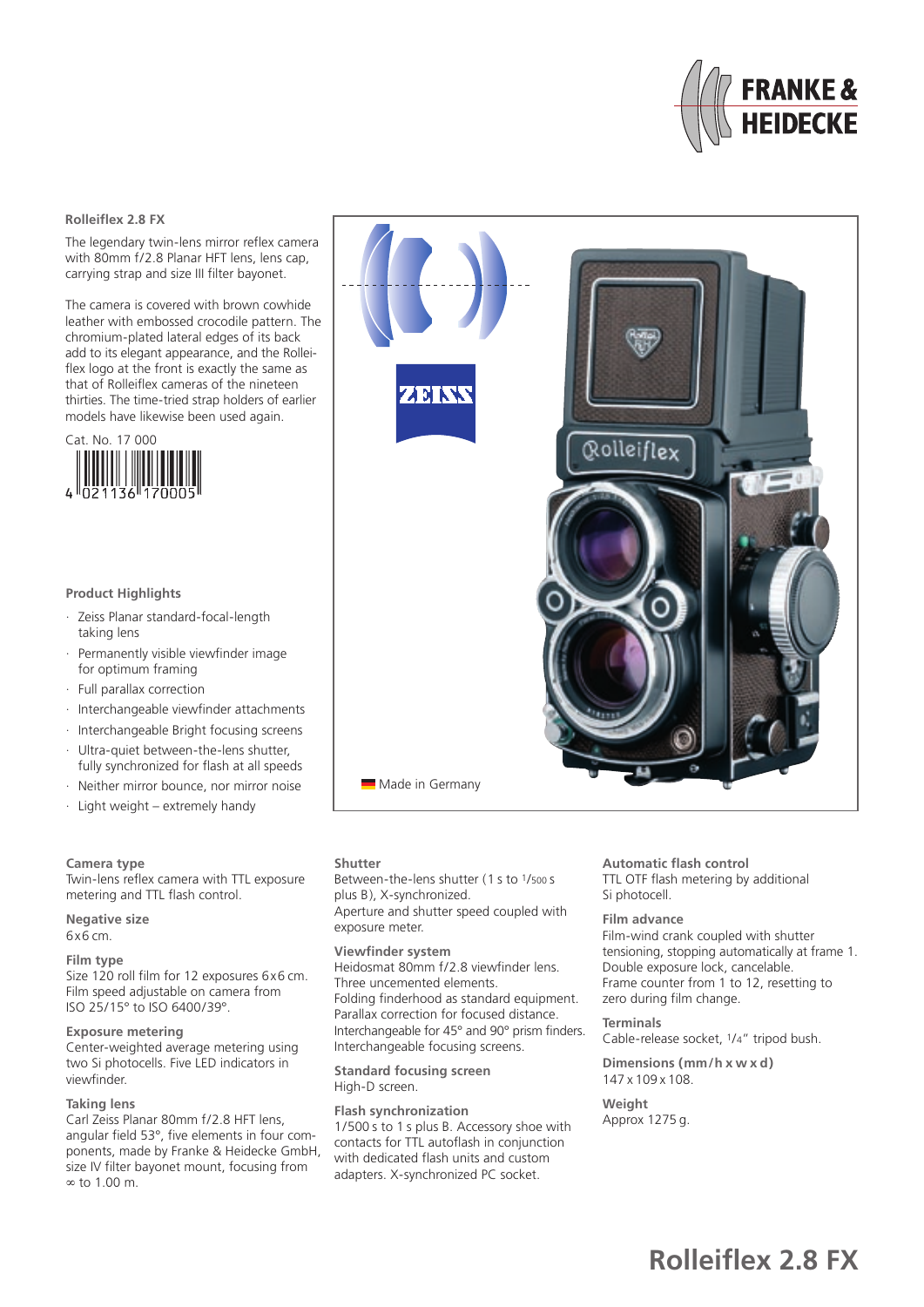# Rolleiflex 2.8 FX

**Rolleiflex 2.8 FX**

The legendary twin-lens mirror reflex camera with 80mm f/2.8 Planar HFT lens, lens cap, carrying strap and size III filter bayonet.

The camera is covered with brown cowhide leather with embossed crocodile pattern. The chromium-plated lateral edges of its back add to its elegant appearance, and the Rolleiflex logo at the front is exactly the same as that of Rolleiflex cameras of the nineteen thirties. The time-tried strap holders of earlier models have likewise been used again.

Cat. No. 17 000

4 021136 170005

Made in Germany

### Product Highlights

- Zeiss Planar standard-focal-length taking lens
- Permanently visible viewfinder image for optimum framing
- Full parallax correction
- Interchangeable viewfinder attachments
- Interchangeable Bright focusing screens
- Ultra-quiet between-the-lens shutter, fully synchronized for flash at all speeds
- Neither mirror bounce, nor mirror noise
- Light weight – extremely handy

**Camera type**
Twin-lens reflex camera with TTL exposure metering and TTL flash control.

**Negative size**
6x6 cm.

**Film type**
Size 120 roll film for 12 exposures 6x6 cm. Film speed adjustable on camera from ISO 25/15° to ISO 6400/39°.

**Exposure metering**
Center-weighted average metering using two Si photocells. Five LED indicators in viewfinder.

**Taking lens**
Carl Zeiss Planar 80mm f/2.8 HFT lens, angular field 53°, five elements in four components, made by Franke & Heidecke GmbH, size IV filter bayonet mount, focusing from ∞ to 1.00 m.

**Shutter**
Between-the-lens shutter (1 s to 1/500 s plus B), X-synchronized.
Aperture and shutter speed coupled with exposure meter.

**Viewfinder system**
Heidosmat 80mm f/2.8 viewfinder lens. Three uncemented elements.
Folding finderhood as standard equipment.
Parallax correction for focused distance.
Interchangeable for 45° and 90° prism finders.
Interchangeable focusing screens.

**Standard focusing screen**
High-D screen.

**Flash synchronization**
1/500 s to 1 s plus B. Accessory shoe with contacts for TTL autoflash in conjunction with dedicated flash units and custom adapters. X-synchronized PC socket.

**Automatic flash control**
TTL OTF flash metering by additional Si photocell.

**Film advance**
Film-wind crank coupled with shutter tensioning, stopping automatically at frame 1.
Double exposure lock, cancelable.
Frame counter from 1 to 12, resetting to zero during film change.

**Terminals**
Cable-release socket, 1/4" tripod bush.

**Dimensions (mm/h x w x d)**
147 x 109 x 108.

**Weight**
Approx 1275 g.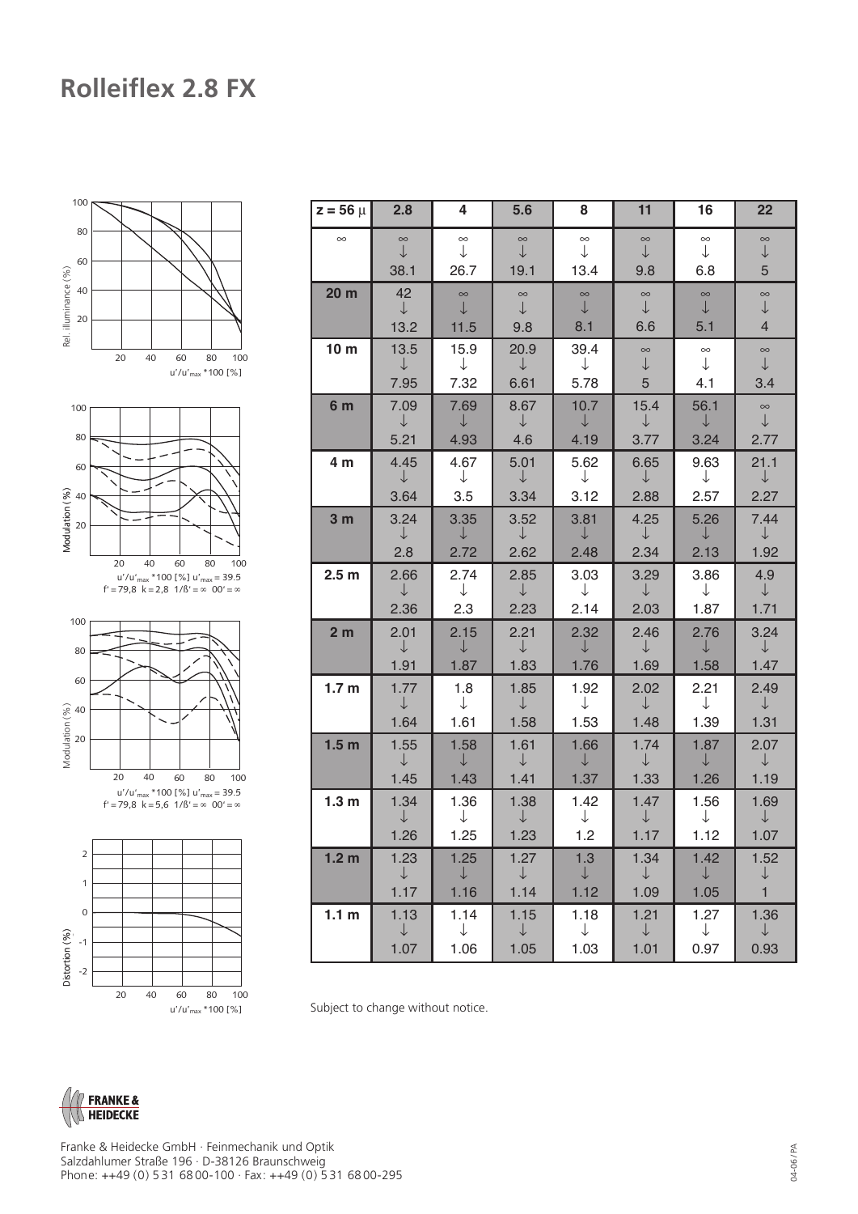# Rolleiflex 2.8 FX

100
80
60
40
20
Rel. illuminance (%)
20 40 60 80 100
u'/u'max *100 [%]

100
80
60
40
20
Modulation (%)
20 40 60 80 100
u'/u'max *100 [%] u'max = 39.5
f' = 79,8 k = 2,8 1/ß' = ∞ 00' = ∞

100
80
60
40
20
Modulation (%)
20 40 60 80 100
u'/u'max *100 [%] u'max = 39.5
f' = 79,8 k = 5,6 1/ß' = ∞ 00' = ∞

2
1
0
-1
-2
Distortion (%)
20 40 60 80 100
u'/u'max *100 [%]

| z = 56 µ | 2.8 | 4 | 5.6 | 8 | 11 | 16 | 22 |
|---|---|---|---|---|---|---|---|
| ∞ | ∞ ↓ 38.1 | ∞ ↓ 26.7 | ∞ ↓ 19.1 | ∞ ↓ 13.4 | ∞ ↓ 9.8 | ∞ ↓ 6.8 | ∞ ↓ 5 |
| 20 m | 42 ↓ 13.2 | ∞ ↓ 11.5 | ∞ ↓ 9.8 | ∞ ↓ 8.1 | ∞ ↓ 6.6 | ∞ ↓ 5.1 | ∞ ↓ 4 |
| 10 m | 13.5 ↓ 7.95 | 15.9 ↓ 7.32 | 20.9 ↓ 6.61 | 39.4 ↓ 5.78 | ∞ ↓ 5 | ∞ ↓ 4.1 | ∞ ↓ 3.4 |
| 6 m | 7.09 ↓ 5.21 | 7.69 ↓ 4.93 | 8.67 ↓ 4.6 | 10.7 ↓ 4.19 | 15.4 ↓ 3.77 | 56.1 ↓ 3.24 | ∞ ↓ 2.77 |
| 4 m | 4.45 ↓ 3.64 | 4.67 ↓ 3.5 | 5.01 ↓ 3.34 | 5.62 ↓ 3.12 | 6.65 ↓ 2.88 | 9.63 ↓ 2.57 | 21.1 ↓ 2.27 |
| 3 m | 3.24 ↓ 2.8 | 3.35 ↓ 2.72 | 3.52 ↓ 2.62 | 3.81 ↓ 2.48 | 4.25 ↓ 2.34 | 5.26 ↓ 2.13 | 7.44 ↓ 1.92 |
| 2.5 m | 2.66 ↓ 2.36 | 2.74 ↓ 2.3 | 2.85 ↓ 2.23 | 3.03 ↓ 2.14 | 3.29 ↓ 2.03 | 3.86 ↓ 1.87 | 4.9 ↓ 1.71 |
| 2 m | 2.01 ↓ 1.91 | 2.15 ↓ 1.87 | 2.21 ↓ 1.83 | 2.32 ↓ 1.76 | 2.46 ↓ 1.69 | 2.76 ↓ 1.58 | 3.24 ↓ 1.47 |
| 1.7 m | 1.77 ↓ 1.64 | 1.8 ↓ 1.61 | 1.85 ↓ 1.58 | 1.92 ↓ 1.53 | 2.02 ↓ 1.48 | 2.21 ↓ 1.39 | 2.49 ↓ 1.31 |
| 1.5 m | 1.55 ↓ 1.45 | 1.58 ↓ 1.43 | 1.61 ↓ 1.41 | 1.66 ↓ 1.37 | 1.74 ↓ 1.33 | 1.87 ↓ 1.26 | 2.07 ↓ 1.19 |
| 1.3 m | 1.34 ↓ 1.26 | 1.36 ↓ 1.25 | 1.38 ↓ 1.23 | 1.42 ↓ 1.2 | 1.47 ↓ 1.17 | 1.56 ↓ 1.12 | 1.69 ↓ 1.07 |
| 1.2 m | 1.23 ↓ 1.17 | 1.25 ↓ 1.16 | 1.27 ↓ 1.14 | 1.3 ↓ 1.12 | 1.34 ↓ 1.09 | 1.42 ↓ 1.05 | 1.52 ↓ 1 |
| 1.1 m | 1.13 ↓ 1.07 | 1.14 ↓ 1.06 | 1.15 ↓ 1.05 | 1.18 ↓ 1.03 | 1.21 ↓ 1.01 | 1.27 ↓ 0.97 | 1.36 ↓ 0.93 |

Subject to change without notice.

FRANKE & HEIDECKE

Franke & Heidecke GmbH · Feinmechanik und Optik
Salzdahlumer Straße 196 · D-38126 Braunschweig
Phone: ++49 (0) 531 6800-100 · Fax: ++49 (0) 531 6800-295

04-06/PA